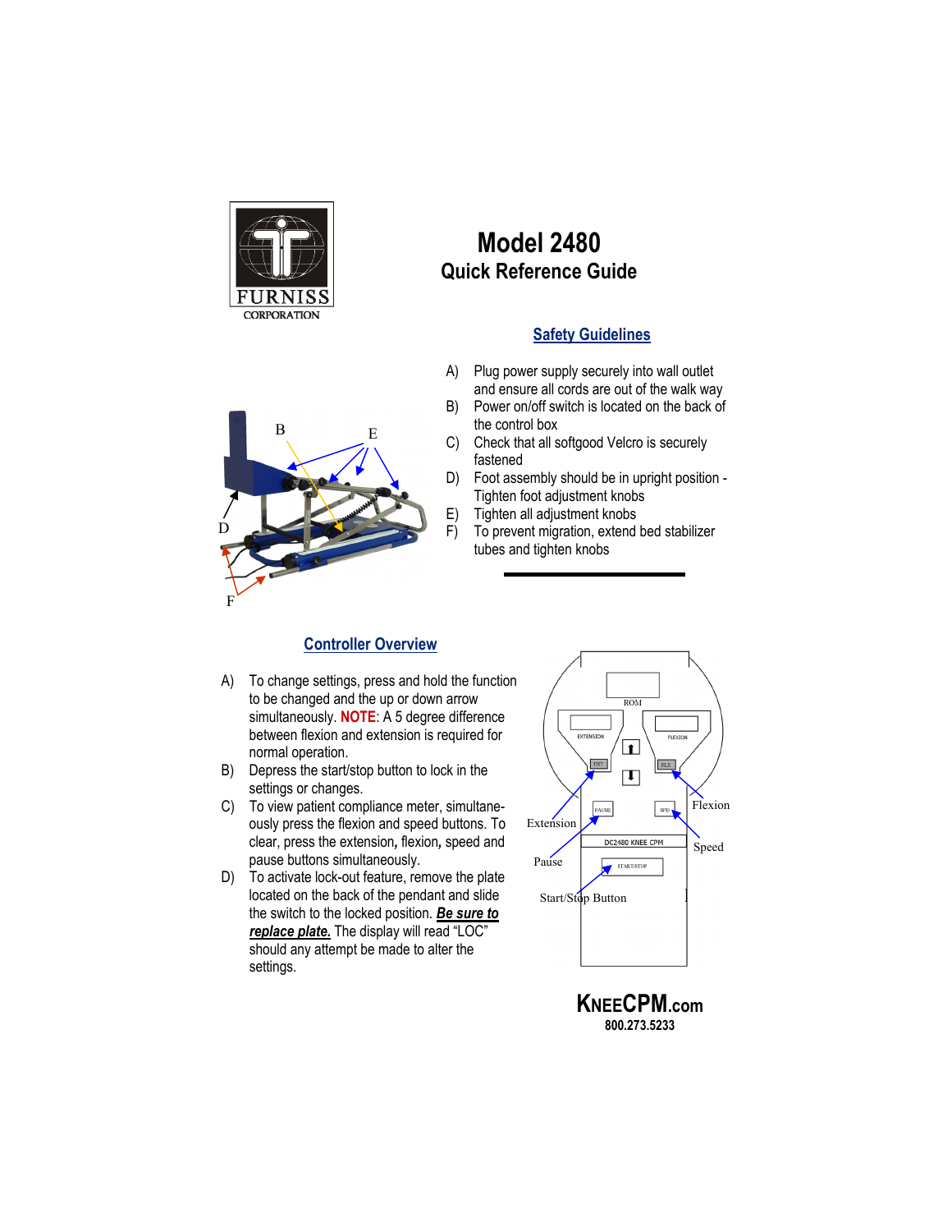FURNISS CORPORATION

# Model 2480
## Quick Reference Guide

### Safety Guidelines

A) Plug power supply securely into wall outlet and ensure all cords are out of the walk way
B) Power on/off switch is located on the back of the control box
C) Check that all softgood Velcro is securely fastened
D) Foot assembly should be in upright position - Tighten foot adjustment knobs
E) Tighten all adjustment knobs
F) To prevent migration, extend bed stabilizer tubes and tighten knobs

### Controller Overview

A) To change settings, press and hold the function to be changed and the up or down arrow simultaneously. **NOTE**: A 5 degree difference between flexion and extension is required for normal operation.
B) Depress the start/stop button to lock in the settings or changes.
C) To view patient compliance meter, simultaneously press the flexion and speed buttons. To clear, press the extension**,** flexion**,** speed and pause buttons simultaneously.
D) To activate lock-out feature, remove the plate located on the back of the pendant and slide the switch to the locked position. ***Be sure to replace plate.*** The display will read "LOC" should any attempt be made to alter the settings.

ROM
EXTENSION
FLEXION
EXT
FLX
PAUSE
SPD
DC2480 KNEE CPM
START/STOP

Extension
Flexion
Speed
Pause
Start/Stop Button

**KNEECPM.com**
**800.273.5233**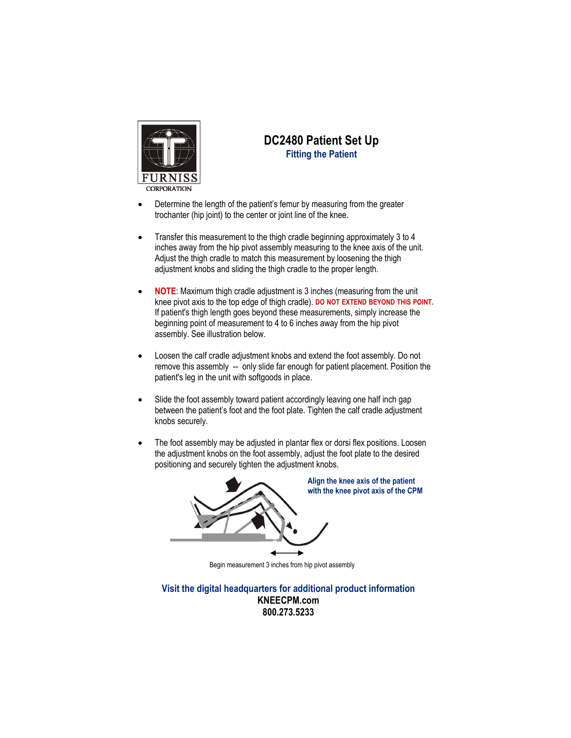FURNISS
CORPORATION

# DC2480 Patient Set Up

## Fitting the Patient

- Determine the length of the patient's femur by measuring from the greater trochanter (hip joint) to the center or joint line of the knee.

- Transfer this measurement to the thigh cradle beginning approximately 3 to 4 inches away from the hip pivot assembly measuring to the knee axis of the unit. Adjust the thigh cradle to match this measurement by loosening the thigh adjustment knobs and sliding the thigh cradle to the proper length.

- **NOTE**: Maximum thigh cradle adjustment is 3 inches (measuring from the unit knee pivot axis to the top edge of thigh cradle). **DO NOT EXTEND BEYOND THIS POINT**. If patient's thigh length goes beyond these measurements, simply increase the beginning point of measurement to 4 to 6 inches away from the hip pivot assembly. See illustration below.

- Loosen the calf cradle adjustment knobs and extend the foot assembly. Do not remove this assembly -- only slide far enough for patient placement. Position the patient's leg in the unit with softgoods in place.

- Slide the foot assembly toward patient accordingly leaving one half inch gap between the patient's foot and the foot plate. Tighten the calf cradle adjustment knobs securely.

- The foot assembly may be adjusted in plantar flex or dorsi flex positions. Loosen the adjustment knobs on the foot assembly, adjust the foot plate to the desired positioning and securely tighten the adjustment knobs.

Align the knee axis of the patient with the knee pivot axis of the CPM

Begin measurement 3 inches from hip pivot assembly

**Visit the digital headquarters for additional product information**

**KNEECPM.com**

**800.273.5233**